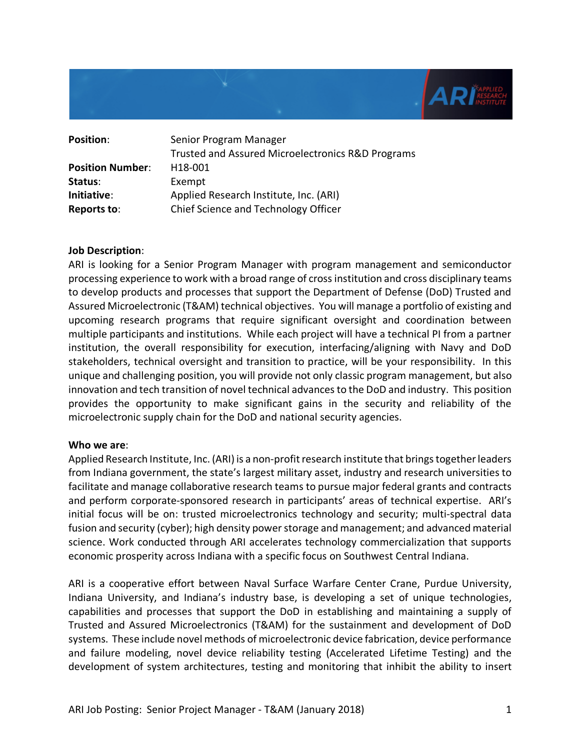| | |
|---|---|
| **Position**: | Senior Program Manager<br>Trusted and Assured Microelectronics R&D Programs |
| **Position Number**: | H18-001 |
| **Status**: | Exempt |
| **Initiative**: | Applied Research Institute, Inc. (ARI) |
| **Reports to**: | Chief Science and Technology Officer |

**Job Description**:
ARI is looking for a Senior Program Manager with program management and semiconductor processing experience to work with a broad range of cross institution and cross disciplinary teams to develop products and processes that support the Department of Defense (DoD) Trusted and Assured Microelectronic (T&AM) technical objectives. You will manage a portfolio of existing and upcoming research programs that require significant oversight and coordination between multiple participants and institutions. While each project will have a technical PI from a partner institution, the overall responsibility for execution, interfacing/aligning with Navy and DoD stakeholders, technical oversight and transition to practice, will be your responsibility. In this unique and challenging position, you will provide not only classic program management, but also innovation and tech transition of novel technical advances to the DoD and industry. This position provides the opportunity to make significant gains in the security and reliability of the microelectronic supply chain for the DoD and national security agencies.

**Who we are**:
Applied Research Institute, Inc. (ARI) is a non-profit research institute that brings together leaders from Indiana government, the state's largest military asset, industry and research universities to facilitate and manage collaborative research teams to pursue major federal grants and contracts and perform corporate-sponsored research in participants' areas of technical expertise. ARI's initial focus will be on: trusted microelectronics technology and security; multi-spectral data fusion and security (cyber); high density power storage and management; and advanced material science. Work conducted through ARI accelerates technology commercialization that supports economic prosperity across Indiana with a specific focus on Southwest Central Indiana.

ARI is a cooperative effort between Naval Surface Warfare Center Crane, Purdue University, Indiana University, and Indiana's industry base, is developing a set of unique technologies, capabilities and processes that support the DoD in establishing and maintaining a supply of Trusted and Assured Microelectronics (T&AM) for the sustainment and development of DoD systems. These include novel methods of microelectronic device fabrication, device performance and failure modeling, novel device reliability testing (Accelerated Lifetime Testing) and the development of system architectures, testing and monitoring that inhibit the ability to insert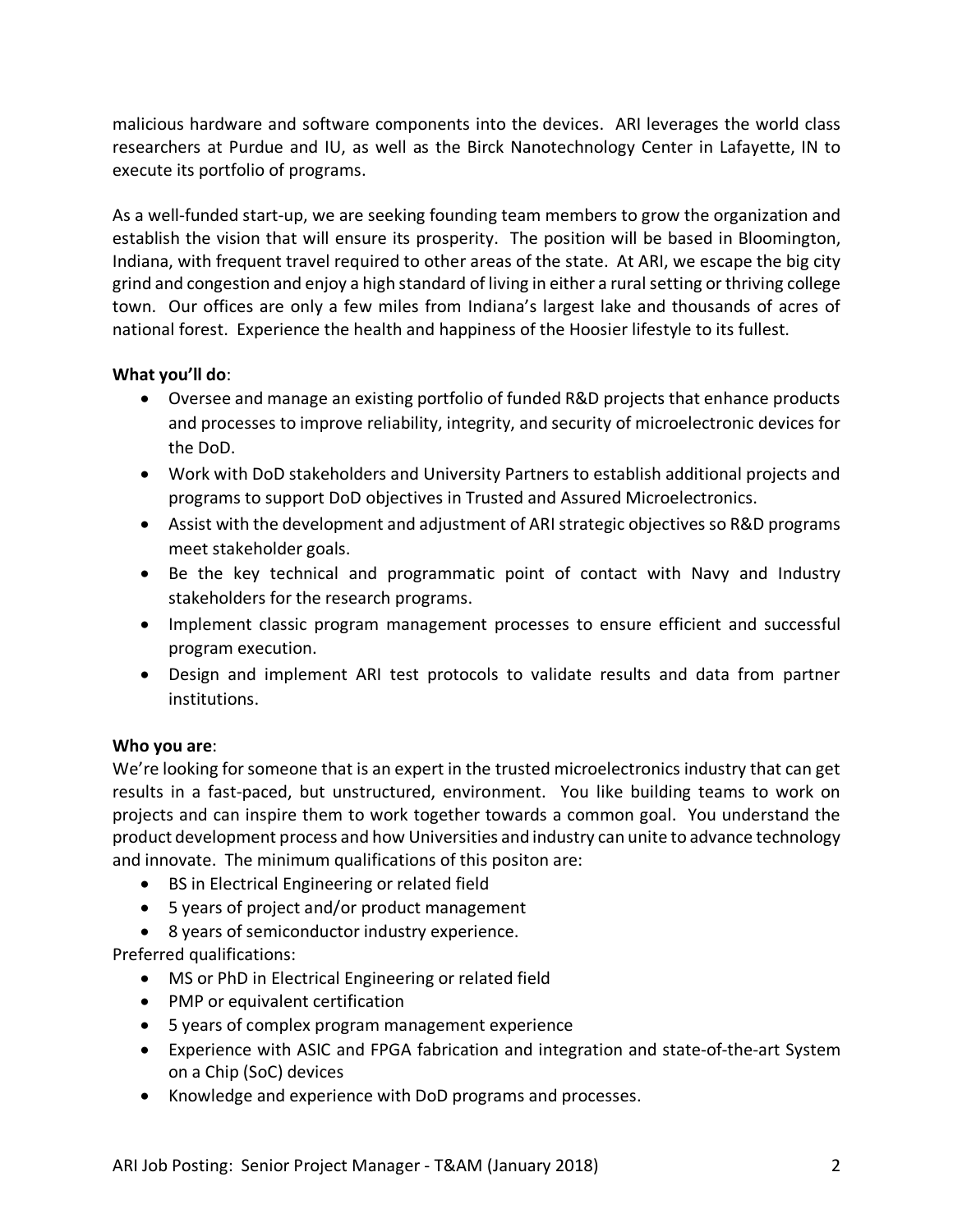malicious hardware and software components into the devices. ARI leverages the world class researchers at Purdue and IU, as well as the Birck Nanotechnology Center in Lafayette, IN to execute its portfolio of programs.

As a well-funded start-up, we are seeking founding team members to grow the organization and establish the vision that will ensure its prosperity. The position will be based in Bloomington, Indiana, with frequent travel required to other areas of the state. At ARI, we escape the big city grind and congestion and enjoy a high standard of living in either a rural setting or thriving college town. Our offices are only a few miles from Indiana's largest lake and thousands of acres of national forest. Experience the health and happiness of the Hoosier lifestyle to its fullest.

**What you'll do**:

- Oversee and manage an existing portfolio of funded R&D projects that enhance products and processes to improve reliability, integrity, and security of microelectronic devices for the DoD.
- Work with DoD stakeholders and University Partners to establish additional projects and programs to support DoD objectives in Trusted and Assured Microelectronics.
- Assist with the development and adjustment of ARI strategic objectives so R&D programs meet stakeholder goals.
- Be the key technical and programmatic point of contact with Navy and Industry stakeholders for the research programs.
- Implement classic program management processes to ensure efficient and successful program execution.
- Design and implement ARI test protocols to validate results and data from partner institutions.

**Who you are**:

We're looking for someone that is an expert in the trusted microelectronics industry that can get results in a fast-paced, but unstructured, environment. You like building teams to work on projects and can inspire them to work together towards a common goal. You understand the product development process and how Universities and industry can unite to advance technology and innovate. The minimum qualifications of this positon are:

- BS in Electrical Engineering or related field
- 5 years of project and/or product management
- 8 years of semiconductor industry experience.

Preferred qualifications:

- MS or PhD in Electrical Engineering or related field
- PMP or equivalent certification
- 5 years of complex program management experience
- Experience with ASIC and FPGA fabrication and integration and state-of-the-art System on a Chip (SoC) devices
- Knowledge and experience with DoD programs and processes.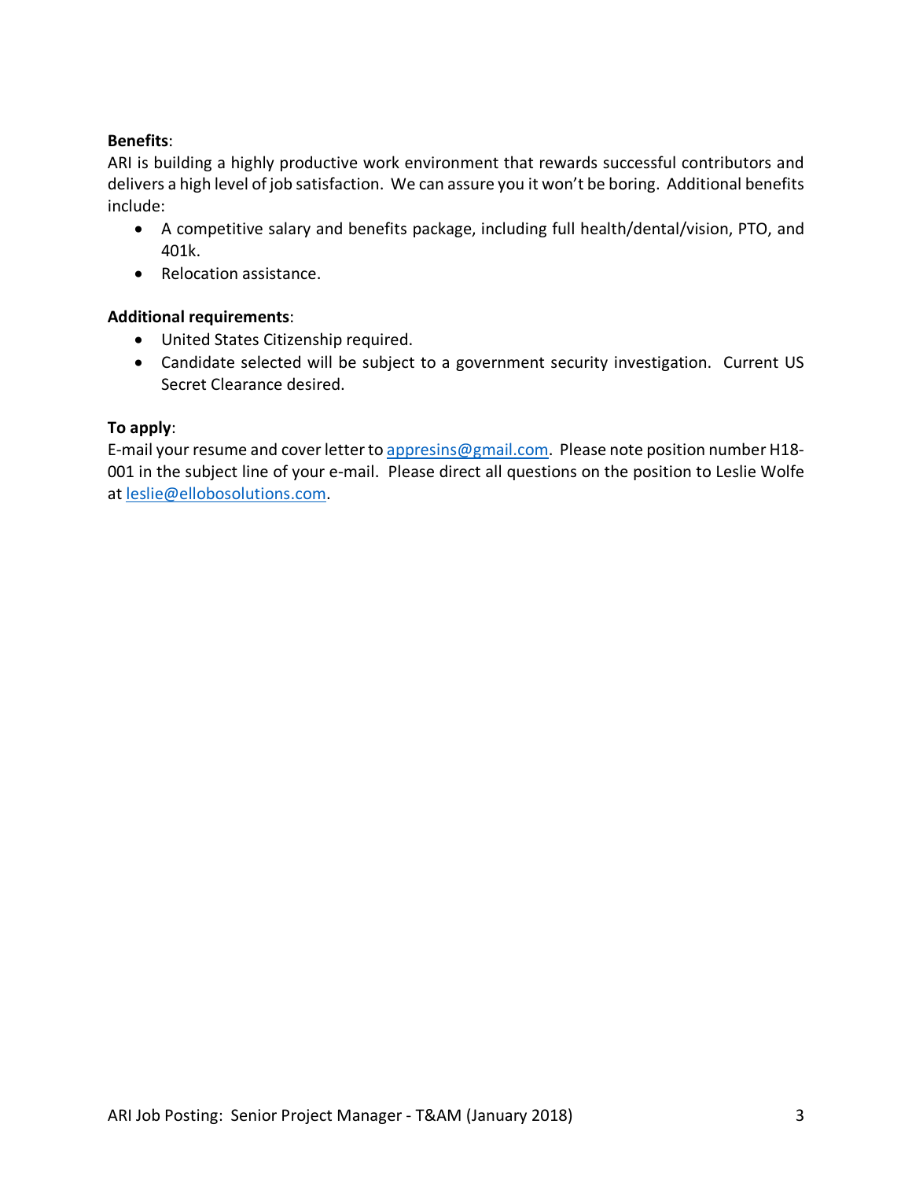**Benefits**:
ARI is building a highly productive work environment that rewards successful contributors and delivers a high level of job satisfaction. We can assure you it won't be boring. Additional benefits include:

- A competitive salary and benefits package, including full health/dental/vision, PTO, and 401k.
- Relocation assistance.

**Additional requirements**:

- United States Citizenship required.
- Candidate selected will be subject to a government security investigation. Current US Secret Clearance desired.

**To apply**:
E-mail your resume and cover letter to apppresins@gmail.com. Please note position number H18-001 in the subject line of your e-mail. Please direct all questions on the position to Leslie Wolfe at leslie@ellobosolutions.com.